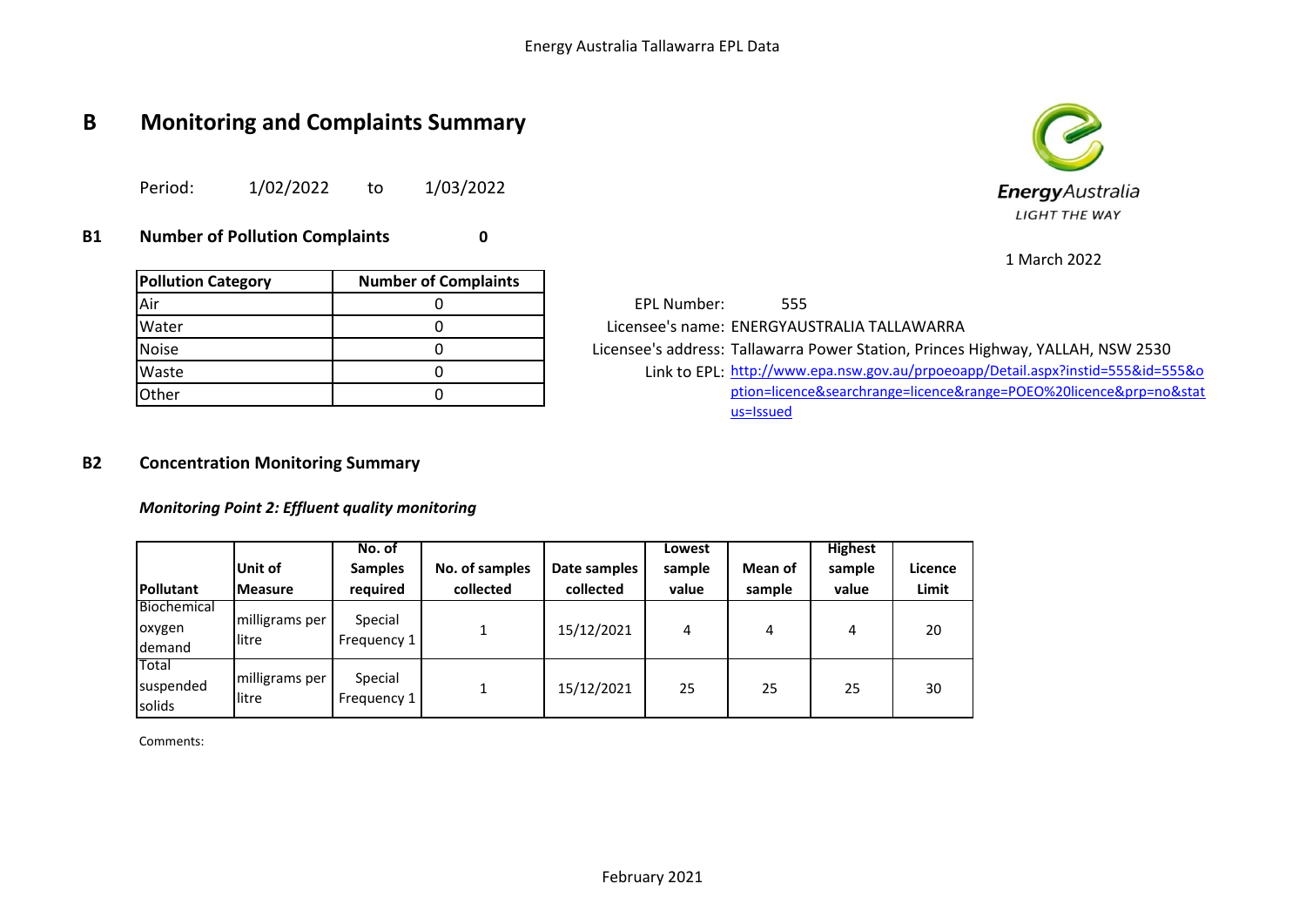# B Monitoring and Complaints Summary

Period: 1/02/2022 to 1/03/2022

EnergyAustralia
LIGHT THE WAY

1 March 2022

## B1 Number of Pollution Complaints 0

| Pollution Category | Number of Complaints |
|---|---|
| Air | 0 |
| Water | 0 |
| Noise | 0 |
| Waste | 0 |
| Other | 0 |

EPL Number: 555
Licensee's name: ENERGYAUSTRALIA TALLAWARRA
Licensee's address: Tallawarra Power Station, Princes Highway, YALLAH, NSW 2530
Link to EPL: http://www.epa.nsw.gov.au/prpoeoapp/Detail.aspx?instid=555&id=555&option=licence&searchrange=licence&range=POEO%20licence&prp=no&status=Issued

## B2 Concentration Monitoring Summary

***Monitoring Point 2: Effluent quality monitoring***

| Pollutant | Unit of Measure | No. of Samples required | No. of samples collected | Date samples collected | Lowest sample value | Mean of sample | Highest sample value | Licence Limit |
|---|---|---|---|---|---|---|---|---|
| Biochemical oxygen demand | milligrams per litre | Special Frequency 1 | 1 | 15/12/2021 | 4 | 4 | 4 | 20 |
| Total suspended solids | milligrams per litre | Special Frequency 1 | 1 | 15/12/2021 | 25 | 25 | 25 | 30 |

Comments:

February 2021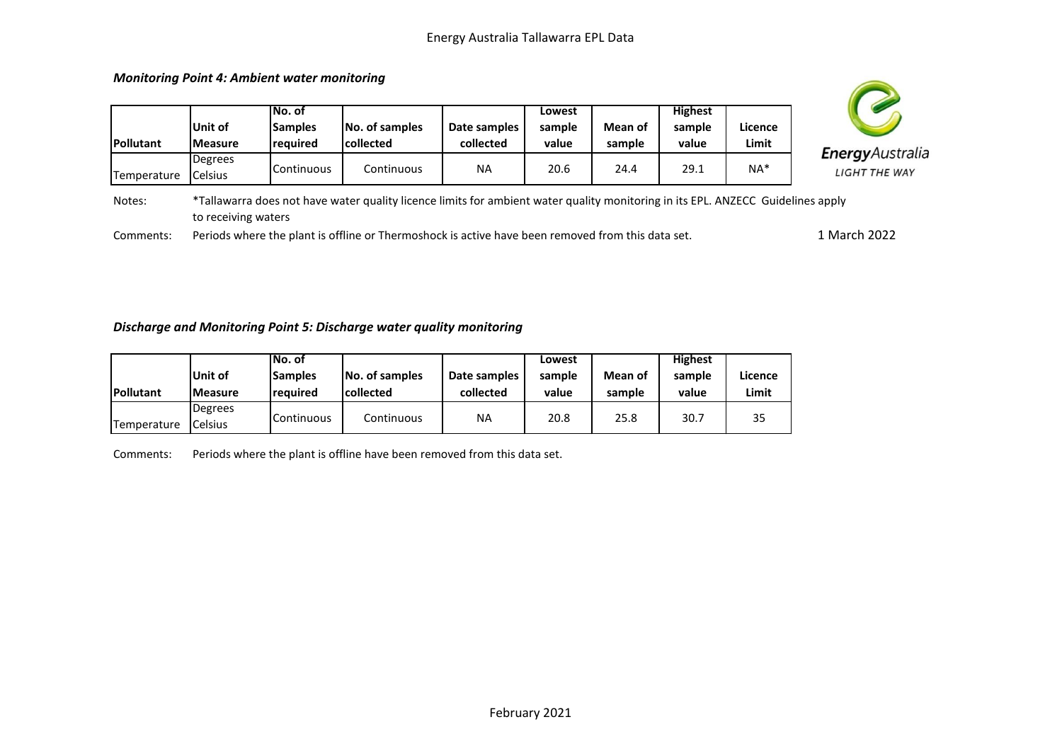Energy Australia Tallawarra EPL Data

### *Monitoring Point 4: Ambient water monitoring*

| Pollutant | Unit of Measure | No. of Samples required | No. of samples collected | Date samples collected | Lowest sample value | Mean of sample | Highest sample value | Licence Limit |
|---|---|---|---|---|---|---|---|---|
| Temperature | Degrees Celsius | Continuous | Continuous | NA | 20.6 | 24.4 | 29.1 | NA* |

Notes: *Tallawarra does not have water quality licence limits for ambient water quality monitoring in its EPL. ANZECC Guidelines apply to receiving waters

Comments: Periods where the plant is offline or Thermoshock is active have been removed from this data set.

1 March 2022

### *Discharge and Monitoring Point 5: Discharge water quality monitoring*

| Pollutant | Unit of Measure | No. of Samples required | No. of samples collected | Date samples collected | Lowest sample value | Mean of sample | Highest sample value | Licence Limit |
|---|---|---|---|---|---|---|---|---|
| Temperature | Degrees Celsius | Continuous | Continuous | NA | 20.8 | 25.8 | 30.7 | 35 |

Comments: Periods where the plant is offline have been removed from this data set.

February 2021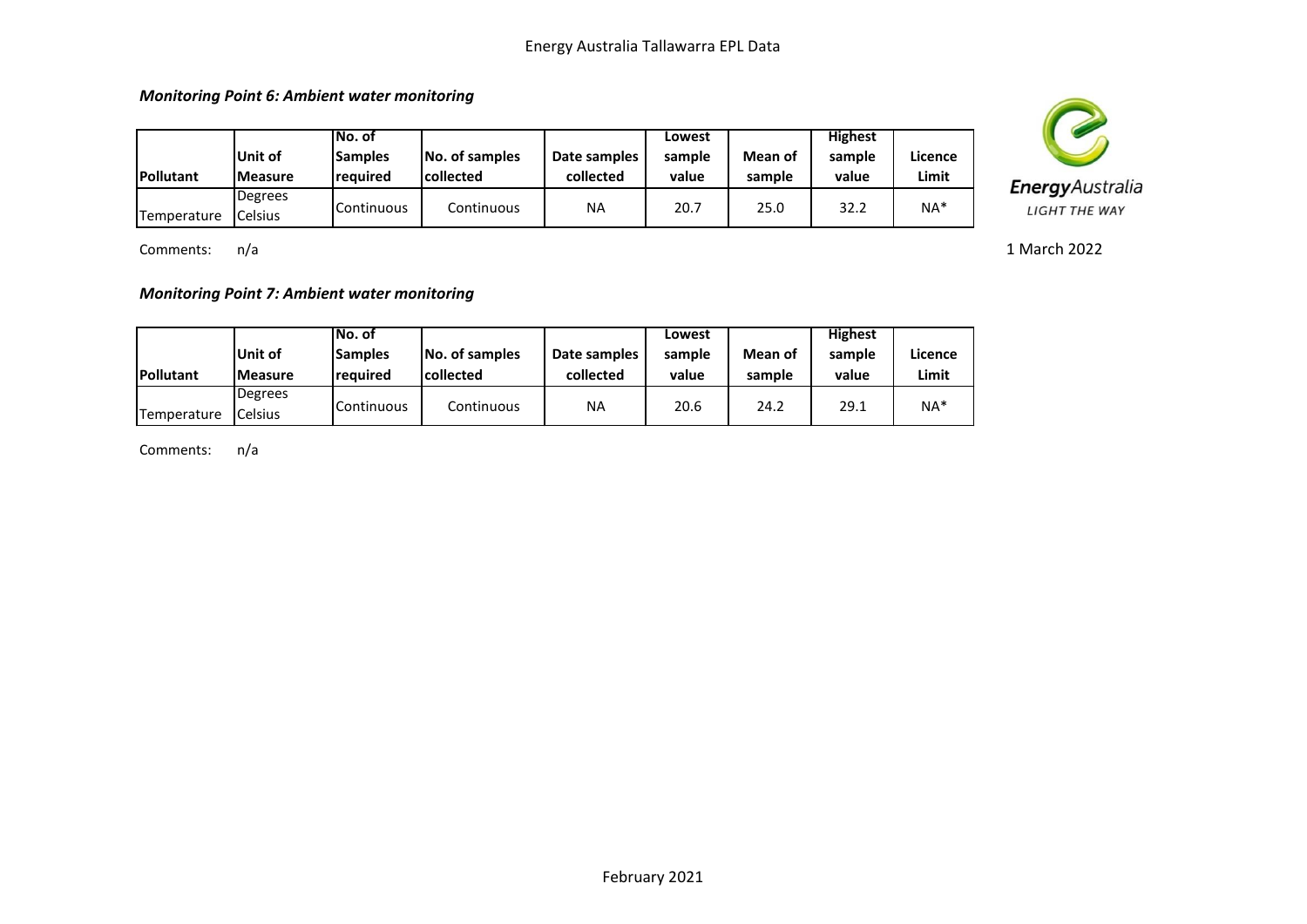### *Monitoring Point 6: Ambient water monitoring*

| Pollutant | Unit of Measure | No. of Samples required | No. of samples collected | Date samples collected | Lowest sample value | Mean of sample | Highest sample value | Licence Limit |
|---|---|---|---|---|---|---|---|---|
| Temperature | Degrees Celsius | Continuous | Continuous | NA | 20.7 | 25.0 | 32.2 | NA* |

Comments: n/a

1 March 2022

### *Monitoring Point 7: Ambient water monitoring*

| Pollutant | Unit of Measure | No. of Samples required | No. of samples collected | Date samples collected | Lowest sample value | Mean of sample | Highest sample value | Licence Limit |
|---|---|---|---|---|---|---|---|---|
| Temperature | Degrees Celsius | Continuous | Continuous | NA | 20.6 | 24.2 | 29.1 | NA* |

Comments: n/a

February 2021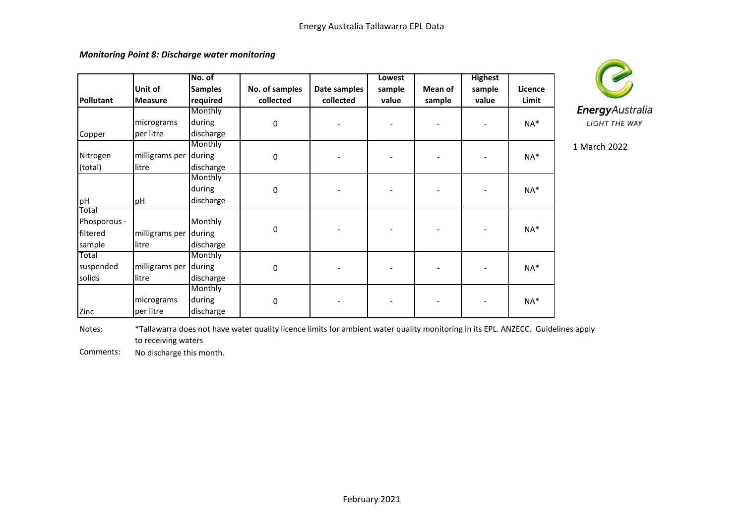### *Monitoring Point 8: Discharge water monitoring*

1 March 2022

| Pollutant | Unit of Measure | No. of Samples required | No. of samples collected | Date samples collected | Lowest sample value | Mean of sample | Highest sample value | Licence Limit |
|---|---|---|---|---|---|---|---|---|
| Copper | micrograms per litre | Monthly during discharge | 0 | - | - | - | - | NA* |
| Nitrogen (total) | milligrams per litre | Monthly during discharge | 0 | - | - | - | - | NA* |
| pH | pH | Monthly during discharge | 0 | - | - | - | - | NA* |
| Total Phosporous - filtered sample | milligrams per litre | Monthly during discharge | 0 | - | - | - | - | NA* |
| Total suspended solids | milligrams per litre | Monthly during discharge | 0 | - | - | - | - | NA* |
| Zinc | micrograms per litre | Monthly during discharge | 0 | - | - | - | - | NA* |

Notes: *Tallawarra does not have water quality licence limits for ambient water quality monitoring in its EPL. ANZECC. Guidelines apply to receiving waters

Comments: No discharge this month.

February 2021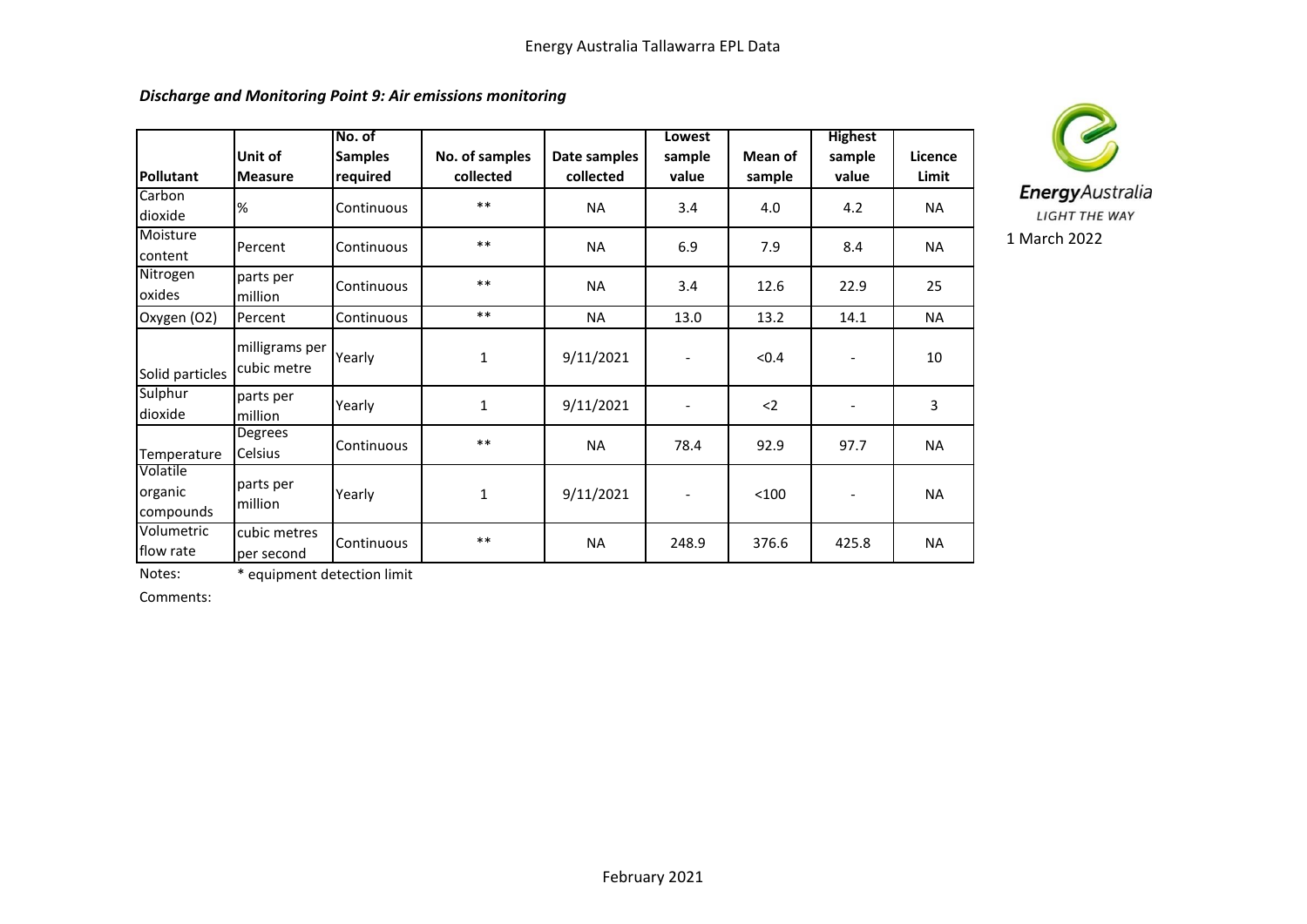Energy Australia Tallawarra EPL Data

***Discharge and Monitoring Point 9: Air emissions monitoring***

EnergyAustralia
LIGHT THE WAY

1 March 2022

| Pollutant | Unit of Measure | No. of Samples required | No. of samples collected | Date samples collected | Lowest sample value | Mean of sample | Highest sample value | Licence Limit |
|---|---|---|---|---|---|---|---|---|
| Carbon dioxide | % | Continuous | ** | NA | 3.4 | 4.0 | 4.2 | NA |
| Moisture content | Percent | Continuous | ** | NA | 6.9 | 7.9 | 8.4 | NA |
| Nitrogen oxides | parts per million | Continuous | ** | NA | 3.4 | 12.6 | 22.9 | 25 |
| Oxygen (O2) | Percent | Continuous | ** | NA | 13.0 | 13.2 | 14.1 | NA |
| Solid particles | milligrams per cubic metre | Yearly | 1 | 9/11/2021 | - | <0.4 | - | 10 |
| Sulphur dioxide | parts per million | Yearly | 1 | 9/11/2021 | - | <2 | - | 3 |
| Temperature | Degrees Celsius | Continuous | ** | NA | 78.4 | 92.9 | 97.7 | NA |
| Volatile organic compounds | parts per million | Yearly | 1 | 9/11/2021 | - | <100 | - | NA |
| Volumetric flow rate | cubic metres per second | Continuous | ** | NA | 248.9 | 376.6 | 425.8 | NA |

Notes: * equipment detection limit

Comments:

February 2021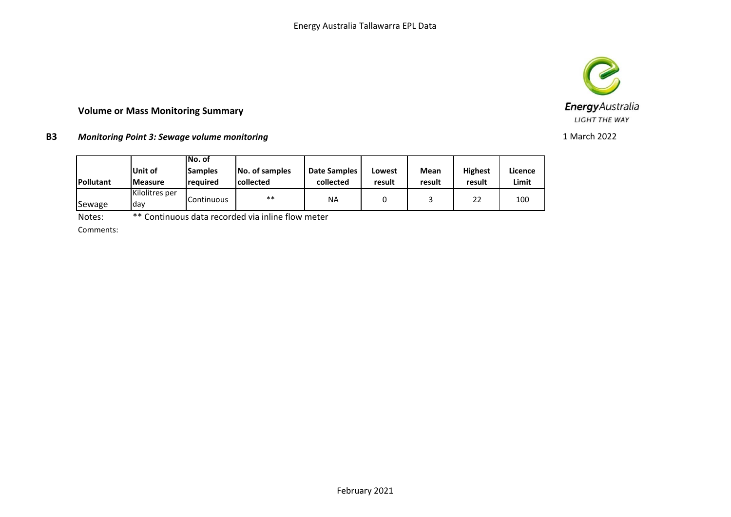## Volume or Mass Monitoring Summary

**B3** ***Monitoring Point 3: Sewage volume monitoring***

1 March 2022

| Pollutant | Unit of Measure | No. of Samples required | No. of samples collected | Date Samples collected | Lowest result | Mean result | Highest result | Licence Limit |
|---|---|---|---|---|---|---|---|---|
| Sewage | Kilolitres per day | Continuous | ** | NA | 0 | 3 | 22 | 100 |

Notes: ** Continuous data recorded via inline flow meter

Comments:

February 2021